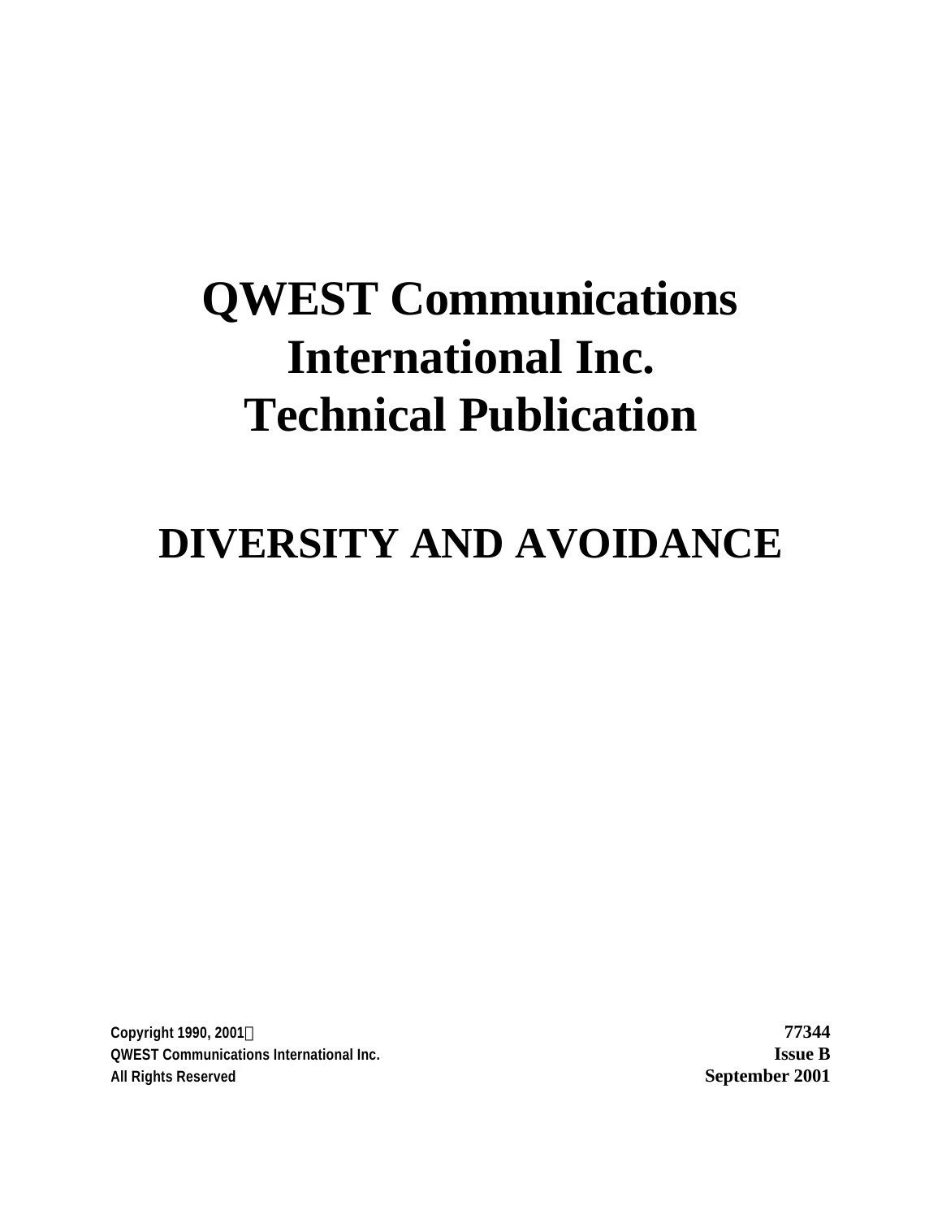# QWEST Communications International Inc. Technical Publication

# DIVERSITY AND AVOIDANCE

Copyright 1990, 2001
QWEST Communications International Inc.
All Rights Reserved

77344
Issue B
September 2001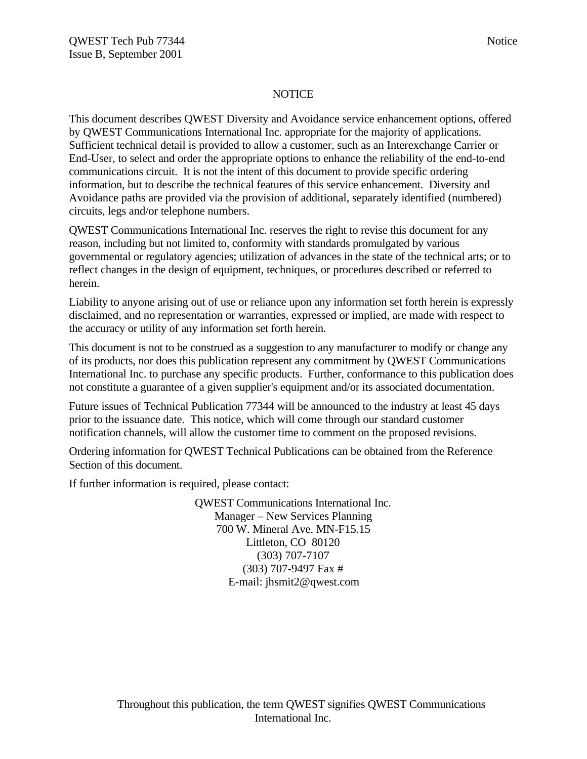# NOTICE

This document describes QWEST Diversity and Avoidance service enhancement options, offered by QWEST Communications International Inc. appropriate for the majority of applications. Sufficient technical detail is provided to allow a customer, such as an Interexchange Carrier or End-User, to select and order the appropriate options to enhance the reliability of the end-to-end communications circuit. It is not the intent of this document to provide specific ordering information, but to describe the technical features of this service enhancement. Diversity and Avoidance paths are provided via the provision of additional, separately identified (numbered) circuits, legs and/or telephone numbers.

QWEST Communications International Inc. reserves the right to revise this document for any reason, including but not limited to, conformity with standards promulgated by various governmental or regulatory agencies; utilization of advances in the state of the technical arts; or to reflect changes in the design of equipment, techniques, or procedures described or referred to herein.

Liability to anyone arising out of use or reliance upon any information set forth herein is expressly disclaimed, and no representation or warranties, expressed or implied, are made with respect to the accuracy or utility of any information set forth herein.

This document is not to be construed as a suggestion to any manufacturer to modify or change any of its products, nor does this publication represent any commitment by QWEST Communications International Inc. to purchase any specific products. Further, conformance to this publication does not constitute a guarantee of a given supplier's equipment and/or its associated documentation.

Future issues of Technical Publication 77344 will be announced to the industry at least 45 days prior to the issuance date. This notice, which will come through our standard customer notification channels, will allow the customer time to comment on the proposed revisions.

Ordering information for QWEST Technical Publications can be obtained from the Reference Section of this document.

If further information is required, please contact:

QWEST Communications International Inc.
Manager – New Services Planning
700 W. Mineral Ave. MN-F15.15
Littleton, CO 80120
(303) 707-7107
(303) 707-9497 Fax #
E-mail: jhsmit2@qwest.com

Throughout this publication, the term QWEST signifies QWEST Communications International Inc.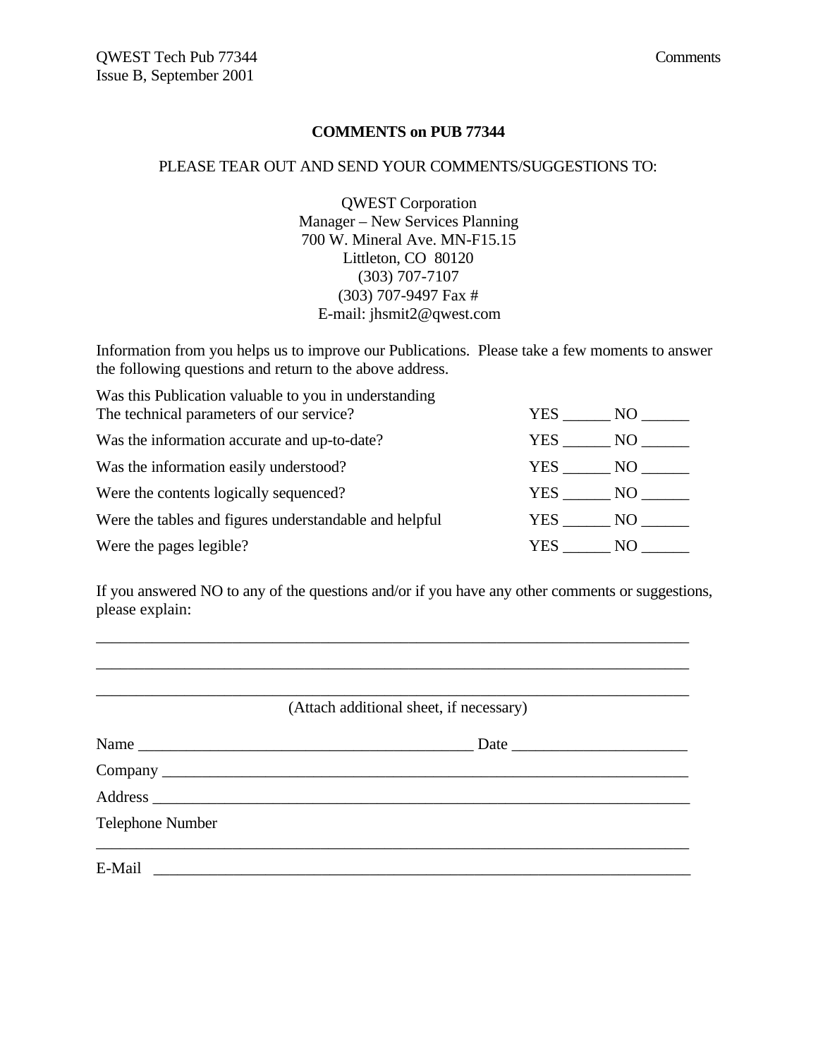**COMMENTS on PUB 77344**

PLEASE TEAR OUT AND SEND YOUR COMMENTS/SUGGESTIONS TO:

QWEST Corporation
Manager – New Services Planning
700 W. Mineral Ave. MN-F15.15
Littleton, CO 80120
(303) 707-7107
(303) 707-9497 Fax #
E-mail: jhsmit2@qwest.com

Information from you helps us to improve our Publications. Please take a few moments to answer the following questions and return to the above address.

| | |
|---|---|
| Was this Publication valuable to you in understanding The technical parameters of our service? | YES ______ NO ______ |
| Was the information accurate and up-to-date? | YES ______ NO ______ |
| Was the information easily understood? | YES ______ NO ______ |
| Were the contents logically sequenced? | YES ______ NO ______ |
| Were the tables and figures understandable and helpful | YES ______ NO ______ |
| Were the pages legible? | YES ______ NO ______ |

If you answered NO to any of the questions and/or if you have any other comments or suggestions, please explain:

_____________________________________________________________________________

_____________________________________________________________________________

_____________________________________________________________________________

(Attach additional sheet, if necessary)

Name ___________________________________________ Date ______________________

Company _________________________________________________________________

Address __________________________________________________________________

Telephone Number

_____________________________________________________________________________

E-Mail ___________________________________________________________________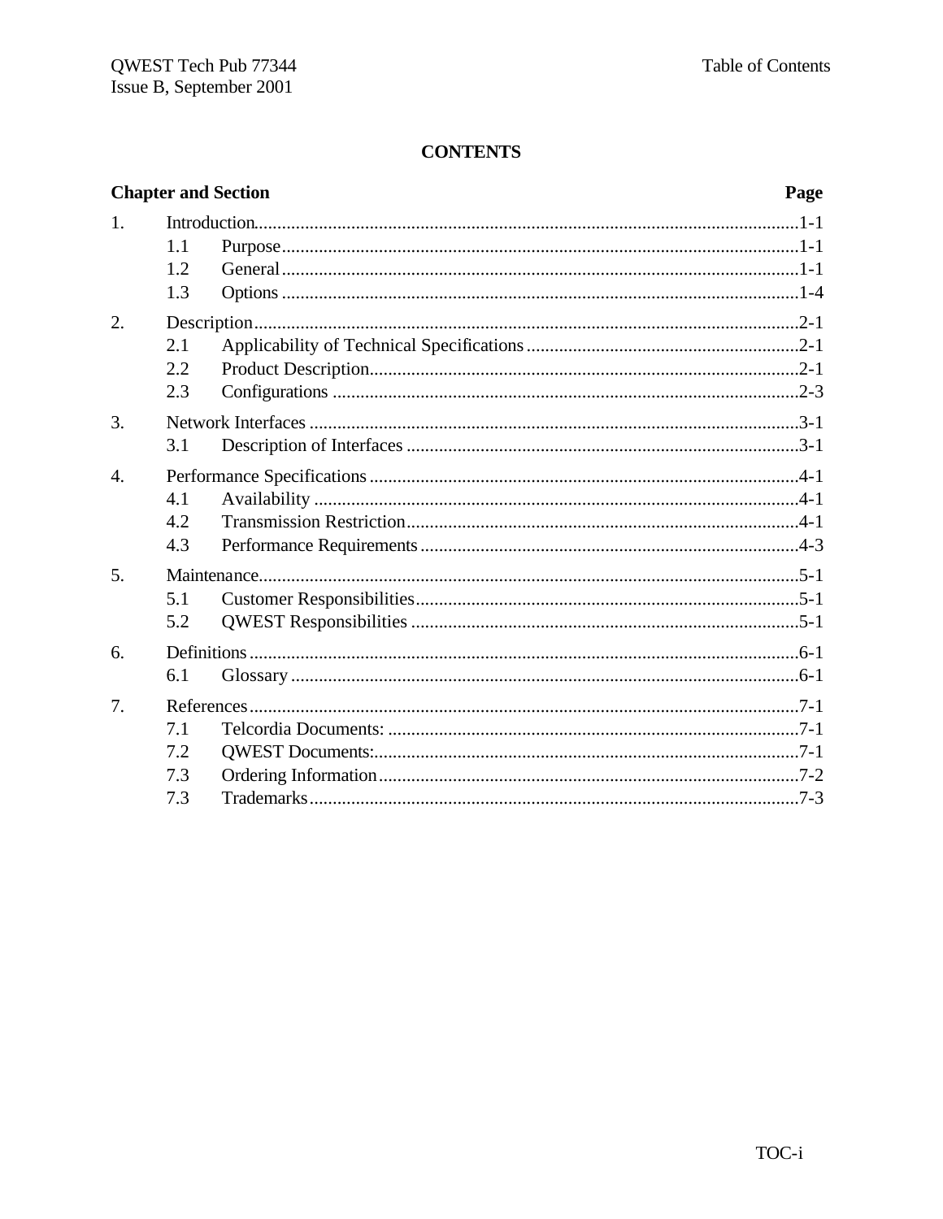# CONTENTS

| Chapter and Section | | Page |
|---|---|---|
| 1. | Introduction | 1-1 |
| | 1.1 Purpose | 1-1 |
| | 1.2 General | 1-1 |
| | 1.3 Options | 1-4 |
| 2. | Description | 2-1 |
| | 2.1 Applicability of Technical Specifications | 2-1 |
| | 2.2 Product Description | 2-1 |
| | 2.3 Configurations | 2-3 |
| 3. | Network Interfaces | 3-1 |
| | 3.1 Description of Interfaces | 3-1 |
| 4. | Performance Specifications | 4-1 |
| | 4.1 Availability | 4-1 |
| | 4.2 Transmission Restriction | 4-1 |
| | 4.3 Performance Requirements | 4-3 |
| 5. | Maintenance | 5-1 |
| | 5.1 Customer Responsibilities | 5-1 |
| | 5.2 QWEST Responsibilities | 5-1 |
| 6. | Definitions | 6-1 |
| | 6.1 Glossary | 6-1 |
| 7. | References | 7-1 |
| | 7.1 Telcordia Documents: | 7-1 |
| | 7.2 QWEST Documents: | 7-1 |
| | 7.3 Ordering Information | 7-2 |
| | 7.3 Trademarks | 7-3 |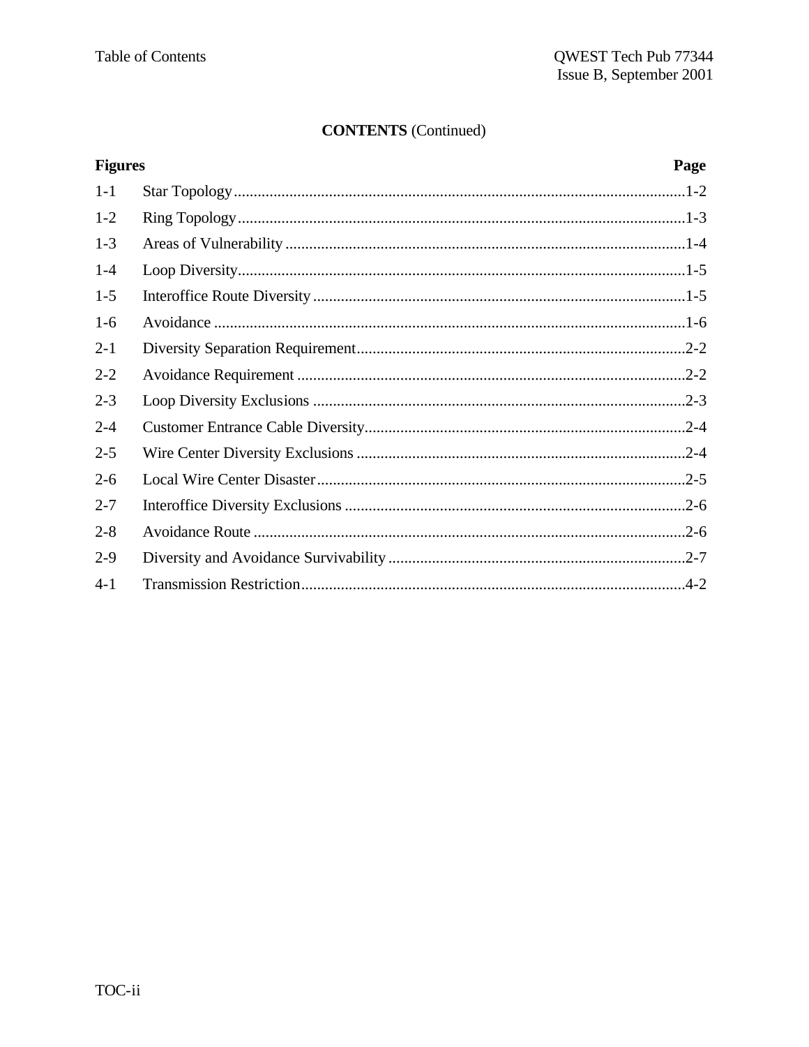**CONTENTS** (Continued)

| Figures | | Page |
|---|---|---|
| 1-1 | Star Topology | 1-2 |
| 1-2 | Ring Topology | 1-3 |
| 1-3 | Areas of Vulnerability | 1-4 |
| 1-4 | Loop Diversity | 1-5 |
| 1-5 | Interoffice Route Diversity | 1-5 |
| 1-6 | Avoidance | 1-6 |
| 2-1 | Diversity Separation Requirement | 2-2 |
| 2-2 | Avoidance Requirement | 2-2 |
| 2-3 | Loop Diversity Exclusions | 2-3 |
| 2-4 | Customer Entrance Cable Diversity | 2-4 |
| 2-5 | Wire Center Diversity Exclusions | 2-4 |
| 2-6 | Local Wire Center Disaster | 2-5 |
| 2-7 | Interoffice Diversity Exclusions | 2-6 |
| 2-8 | Avoidance Route | 2-6 |
| 2-9 | Diversity and Avoidance Survivability | 2-7 |
| 4-1 | Transmission Restriction | 4-2 |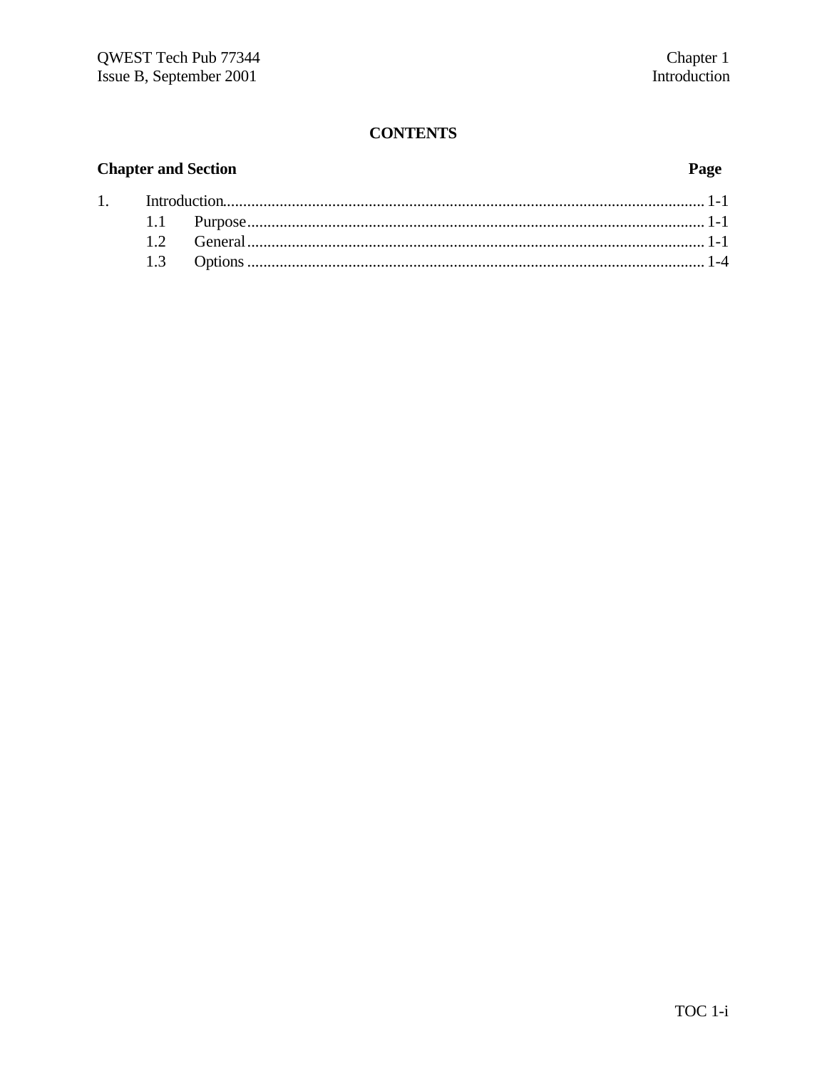**CONTENTS**

| **Chapter and Section** | | **Page** |
|---|---|---|
| 1. | Introduction | 1-1 |
| | 1.1 Purpose | 1-1 |
| | 1.2 General | 1-1 |
| | 1.3 Options | 1-4 |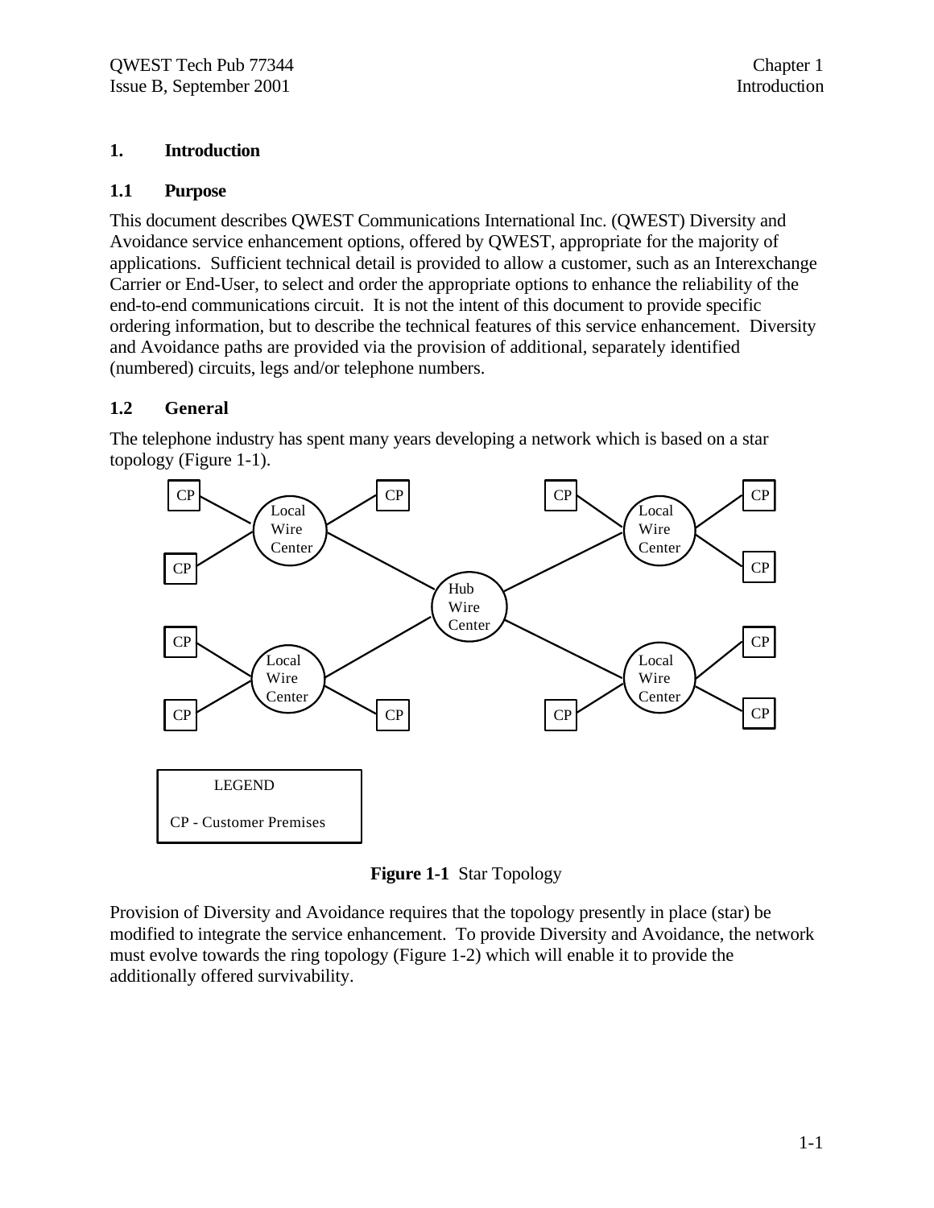# 1. Introduction

## 1.1 Purpose

This document describes QWEST Communications International Inc. (QWEST) Diversity and Avoidance service enhancement options, offered by QWEST, appropriate for the majority of applications. Sufficient technical detail is provided to allow a customer, such as an Interexchange Carrier or End-User, to select and order the appropriate options to enhance the reliability of the end-to-end communications circuit. It is not the intent of this document to provide specific ordering information, but to describe the technical features of this service enhancement. Diversity and Avoidance paths are provided via the provision of additional, separately identified (numbered) circuits, legs and/or telephone numbers.

## 1.2 General

The telephone industry has spent many years developing a network which is based on a star topology (Figure 1-1).

CP
Local Wire Center
Hub Wire Center

LEGEND

CP - Customer Premises

**Figure 1-1** Star Topology

Provision of Diversity and Avoidance requires that the topology presently in place (star) be modified to integrate the service enhancement. To provide Diversity and Avoidance, the network must evolve towards the ring topology (Figure 1-2) which will enable it to provide the additionally offered survivability.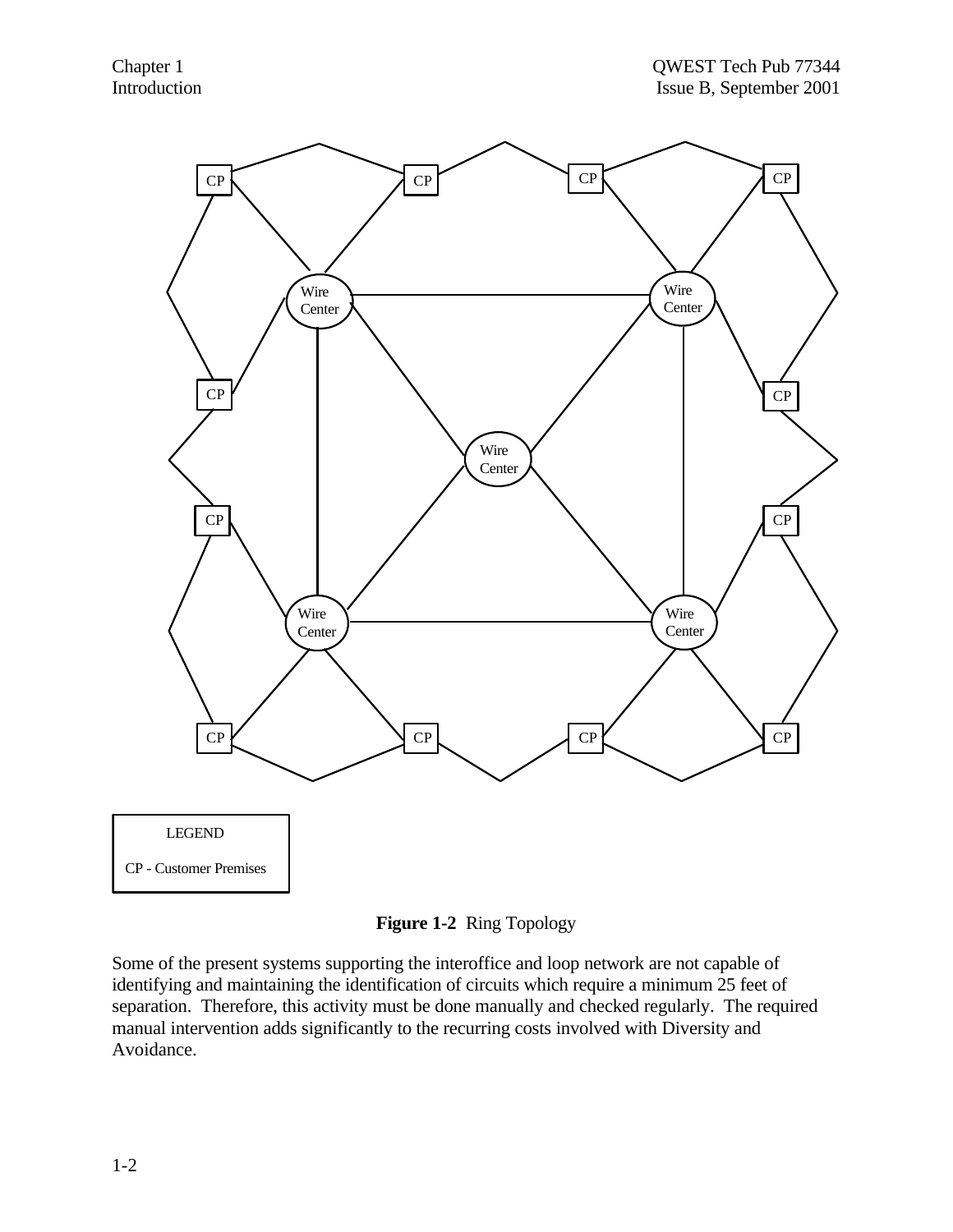CP

CP

CP

CP

Wire Center

Wire Center

CP

CP

Wire Center

CP

CP

Wire Center

Wire Center

CP

CP

CP

CP

LEGEND

CP - Customer Premises

**Figure 1-2** Ring Topology

Some of the present systems supporting the interoffice and loop network are not capable of identifying and maintaining the identification of circuits which require a minimum 25 feet of separation. Therefore, this activity must be done manually and checked regularly. The required manual intervention adds significantly to the recurring costs involved with Diversity and Avoidance.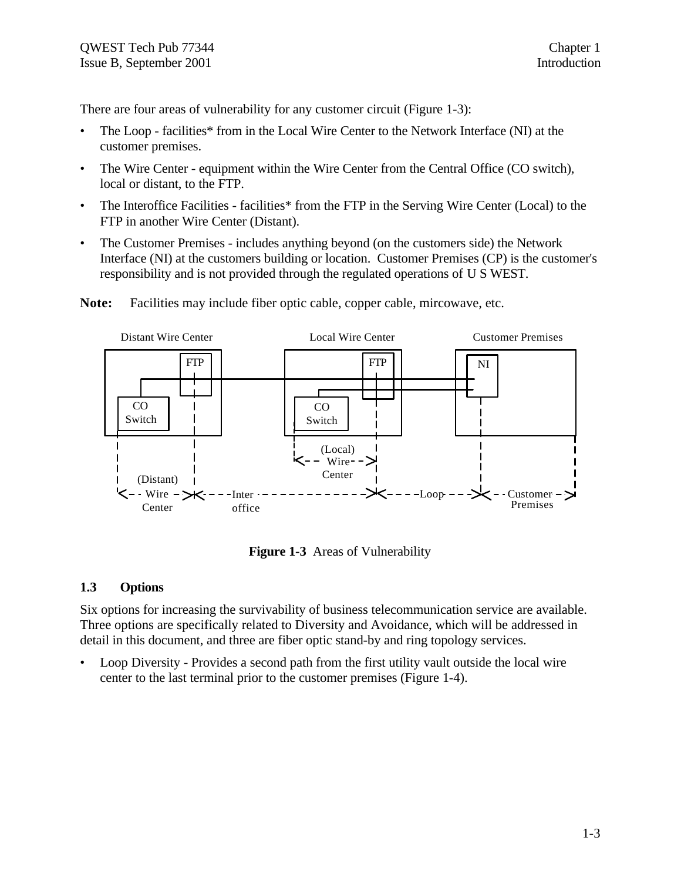There are four areas of vulnerability for any customer circuit (Figure 1-3):

- The Loop - facilities* from in the Local Wire Center to the Network Interface (NI) at the customer premises.
- The Wire Center - equipment within the Wire Center from the Central Office (CO switch), local or distant, to the FTP.
- The Interoffice Facilities - facilities* from the FTP in the Serving Wire Center (Local) to the FTP in another Wire Center (Distant).
- The Customer Premises - includes anything beyond (on the customers side) the Network Interface (NI) at the customers building or location. Customer Premises (CP) is the customer's responsibility and is not provided through the regulated operations of U S WEST.

**Note:** Facilities may include fiber optic cable, copper cable, mircowave, etc.

Distant Wire Center
Local Wire Center
Customer Premises
FTP
FTP
NI
CO Switch
CO Switch
(Local) Wire Center
(Distant) Wire Center
Inter office
Loop
Customer Premises

**Figure 1-3** Areas of Vulnerability

## 1.3 Options

Six options for increasing the survivability of business telecommunication service are available. Three options are specifically related to Diversity and Avoidance, which will be addressed in detail in this document, and three are fiber optic stand-by and ring topology services.

- Loop Diversity - Provides a second path from the first utility vault outside the local wire center to the last terminal prior to the customer premises (Figure 1-4).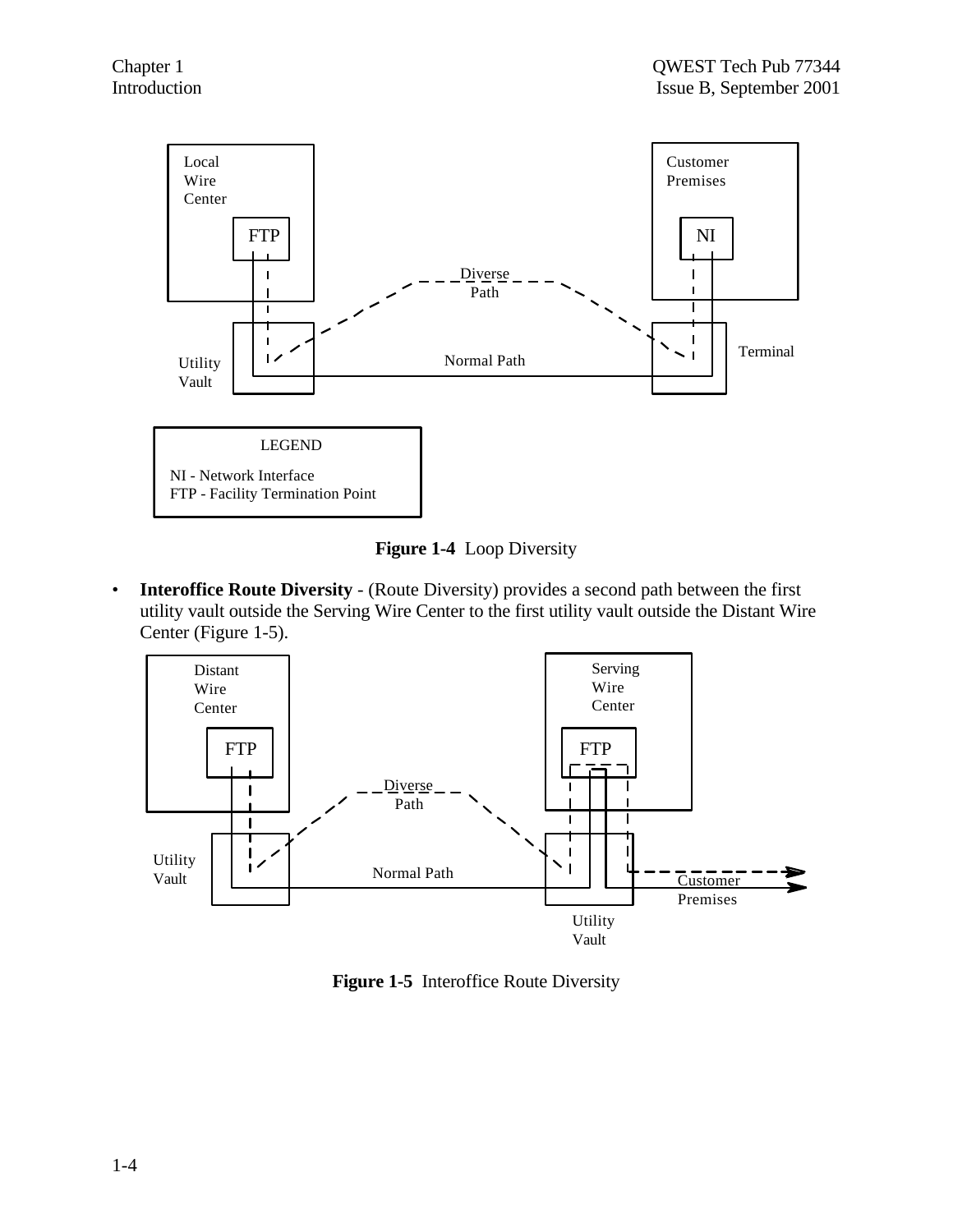Local Wire Center

FTP

Customer Premises

NI

Diverse Path

Normal Path

Utility Vault

Terminal

LEGEND

NI - Network Interface
FTP - Facility Termination Point

**Figure 1-4** Loop Diversity

- **Interoffice Route Diversity** - (Route Diversity) provides a second path between the first utility vault outside the Serving Wire Center to the first utility vault outside the Distant Wire Center (Figure 1-5).

Distant Wire Center

FTP

Serving Wire Center

FTP

Diverse Path

Utility Vault

Normal Path

Customer Premises

Utility Vault

**Figure 1-5** Interoffice Route Diversity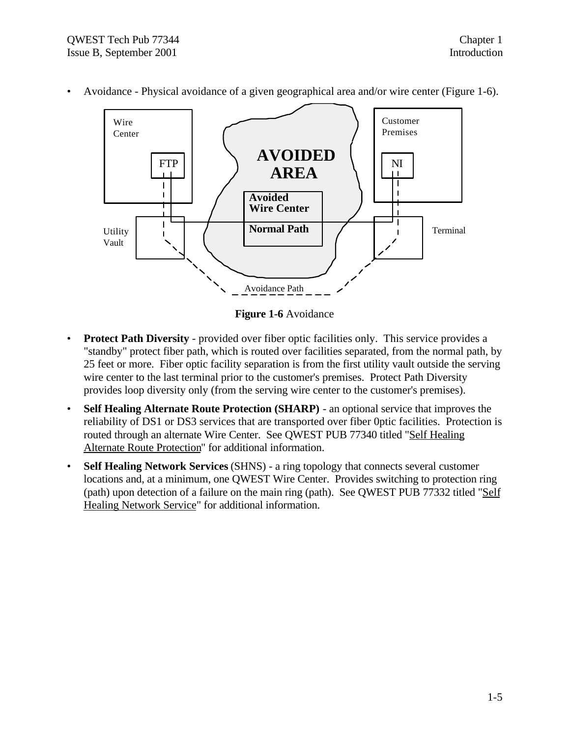- Avoidance - Physical avoidance of a given geographical area and/or wire center (Figure 1-6).

Wire Center

FTP

AVOIDED AREA

Avoided Wire Center

Normal Path

Customer Premises

NI

Utility Vault

Terminal

Avoidance Path

**Figure 1-6** Avoidance

- **Protect Path Diversity** - provided over fiber optic facilities only. This service provides a "standby" protect fiber path, which is routed over facilities separated, from the normal path, by 25 feet or more. Fiber optic facility separation is from the first utility vault outside the serving wire center to the last terminal prior to the customer's premises. Protect Path Diversity provides loop diversity only (from the serving wire center to the customer's premises).
- **Self Healing Alternate Route Protection (SHARP)** - an optional service that improves the reliability of DS1 or DS3 services that are transported over fiber 0ptic facilities. Protection is routed through an alternate Wire Center. See QWEST PUB 77340 titled "Self Healing Alternate Route Protection" for additional information.
- **Self Healing Network Services** (SHNS) - a ring topology that connects several customer locations and, at a minimum, one QWEST Wire Center. Provides switching to protection ring (path) upon detection of a failure on the main ring (path). See QWEST PUB 77332 titled "Self Healing Network Service" for additional information.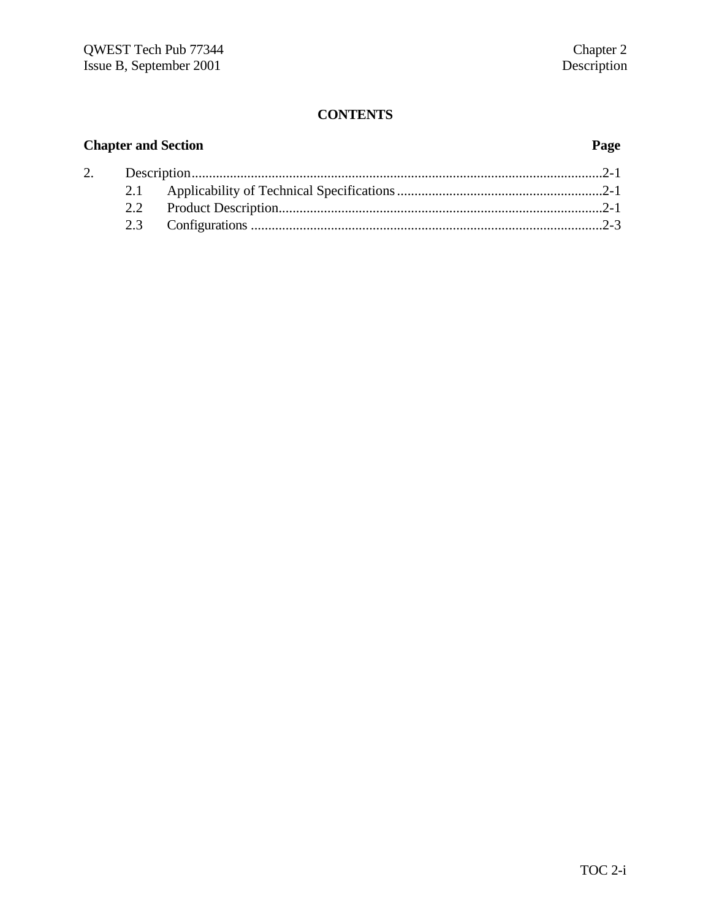## CONTENTS

| Chapter and Section | | Page |
|---|---|---|
| 2. | Description | 2-1 |
| | 2.1 Applicability of Technical Specifications | 2-1 |
| | 2.2 Product Description | 2-1 |
| | 2.3 Configurations | 2-3 |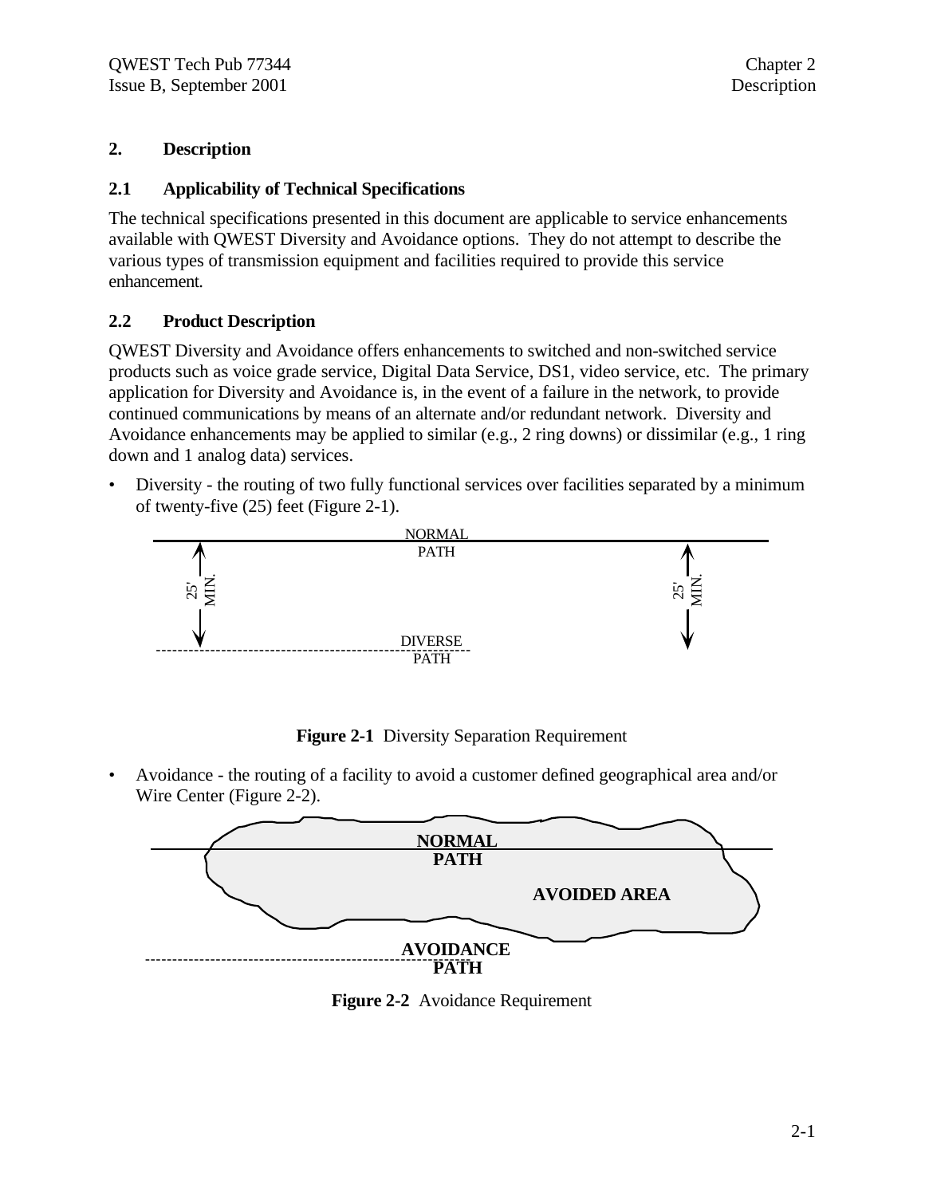# 2. Description

## 2.1 Applicability of Technical Specifications

The technical specifications presented in this document are applicable to service enhancements available with QWEST Diversity and Avoidance options. They do not attempt to describe the various types of transmission equipment and facilities required to provide this service enhancement.

## 2.2 Product Description

QWEST Diversity and Avoidance offers enhancements to switched and non-switched service products such as voice grade service, Digital Data Service, DS1, video service, etc. The primary application for Diversity and Avoidance is, in the event of a failure in the network, to provide continued communications by means of an alternate and/or redundant network. Diversity and Avoidance enhancements may be applied to similar (e.g., 2 ring downs) or dissimilar (e.g., 1 ring down and 1 analog data) services.

- Diversity - the routing of two fully functional services over facilities separated by a minimum of twenty-five (25) feet (Figure 2-1).

NORMAL PATH

25' MIN.

25' MIN.

DIVERSE PATH

**Figure 2-1** Diversity Separation Requirement

- Avoidance - the routing of a facility to avoid a customer defined geographical area and/or Wire Center (Figure 2-2).

**NORMAL PATH**

**AVOIDED AREA**

**AVOIDANCE PATH**

**Figure 2-2** Avoidance Requirement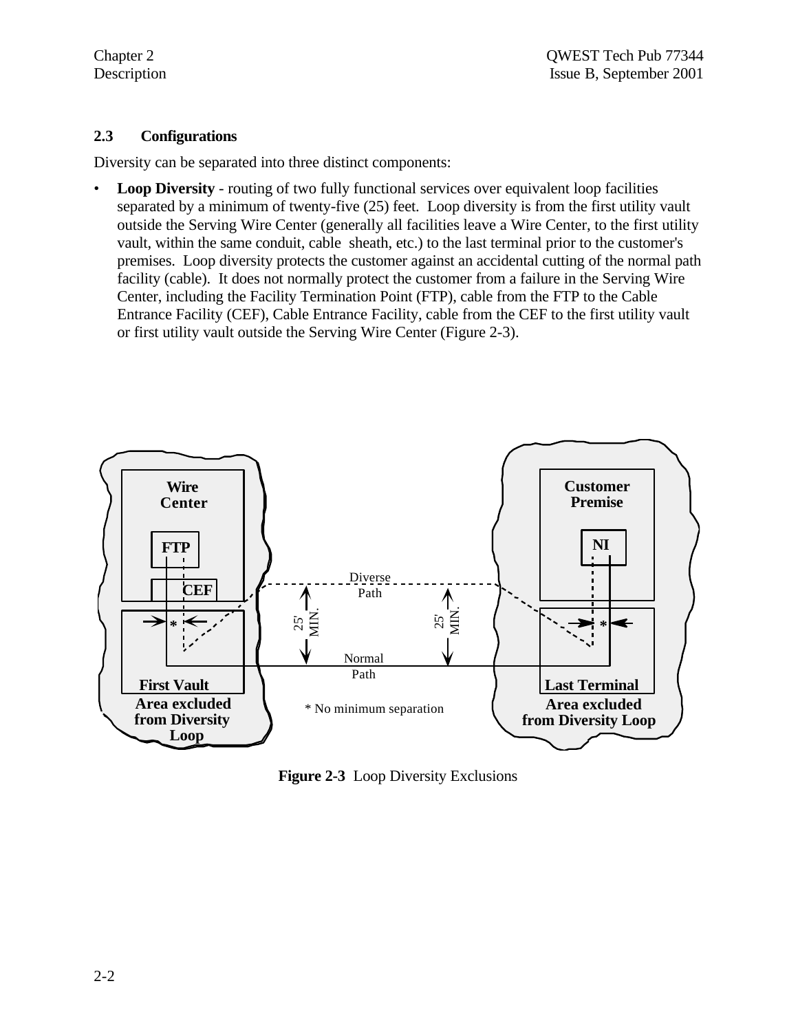## 2.3 Configurations

Diversity can be separated into three distinct components:

- **Loop Diversity** - routing of two fully functional services over equivalent loop facilities separated by a minimum of twenty-five (25) feet. Loop diversity is from the first utility vault outside the Serving Wire Center (generally all facilities leave a Wire Center, to the first utility vault, within the same conduit, cable sheath, etc.) to the last terminal prior to the customer's premises. Loop diversity protects the customer against an accidental cutting of the normal path facility (cable). It does not normally protect the customer from a failure in the Serving Wire Center, including the Facility Termination Point (FTP), cable from the FTP to the Cable Entrance Facility (CEF), Cable Entrance Facility, cable from the CEF to the first utility vault or first utility vault outside the Serving Wire Center (Figure 2-3).

Wire Center

FTP

CEF

First Vault

Area excluded from Diversity Loop

Diverse Path

25' MIN.

25' MIN.

Normal Path

* No minimum separation

Customer Premise

NI

Last Terminal

Area excluded from Diversity Loop

**Figure 2-3** Loop Diversity Exclusions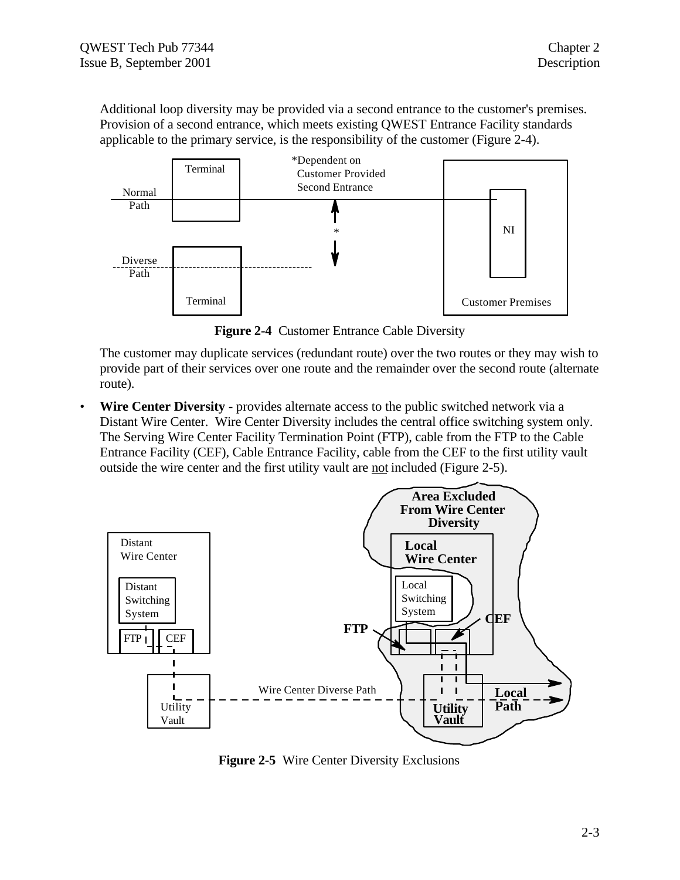Additional loop diversity may be provided via a second entrance to the customer's premises. Provision of a second entrance, which meets existing QWEST Entrance Facility standards applicable to the primary service, is the responsibility of the customer (Figure 2-4).

**Figure 2-4** Customer Entrance Cable Diversity

The customer may duplicate services (redundant route) over the two routes or they may wish to provide part of their services over one route and the remainder over the second route (alternate route).

- **Wire Center Diversity** - provides alternate access to the public switched network via a Distant Wire Center. Wire Center Diversity includes the central office switching system only. The Serving Wire Center Facility Termination Point (FTP), cable from the FTP to the Cable Entrance Facility (CEF), Cable Entrance Facility, cable from the CEF to the first utility vault outside the wire center and the first utility vault are not included (Figure 2-5).

**Figure 2-5** Wire Center Diversity Exclusions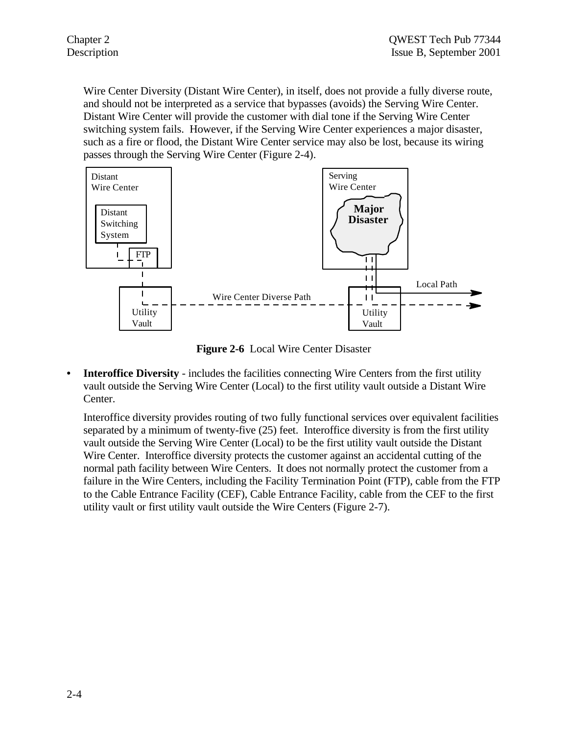Wire Center Diversity (Distant Wire Center), in itself, does not provide a fully diverse route, and should not be interpreted as a service that bypasses (avoids) the Serving Wire Center. Distant Wire Center will provide the customer with dial tone if the Serving Wire Center switching system fails. However, if the Serving Wire Center experiences a major disaster, such as a fire or flood, the Distant Wire Center service may also be lost, because its wiring passes through the Serving Wire Center (Figure 2-4).

Distant
Wire Center

Distant
Switching
System

FTP

Utility
Vault

Wire Center Diverse Path

Serving
Wire Center

Major
Disaster

Local Path

Utility
Vault

**Figure 2-6** Local Wire Center Disaster

- **Interoffice Diversity** - includes the facilities connecting Wire Centers from the first utility vault outside the Serving Wire Center (Local) to the first utility vault outside a Distant Wire Center.

  Interoffice diversity provides routing of two fully functional services over equivalent facilities separated by a minimum of twenty-five (25) feet. Interoffice diversity is from the first utility vault outside the Serving Wire Center (Local) to be the first utility vault outside the Distant Wire Center. Interoffice diversity protects the customer against an accidental cutting of the normal path facility between Wire Centers. It does not normally protect the customer from a failure in the Wire Centers, including the Facility Termination Point (FTP), cable from the FTP to the Cable Entrance Facility (CEF), Cable Entrance Facility, cable from the CEF to the first utility vault or first utility vault outside the Wire Centers (Figure 2-7).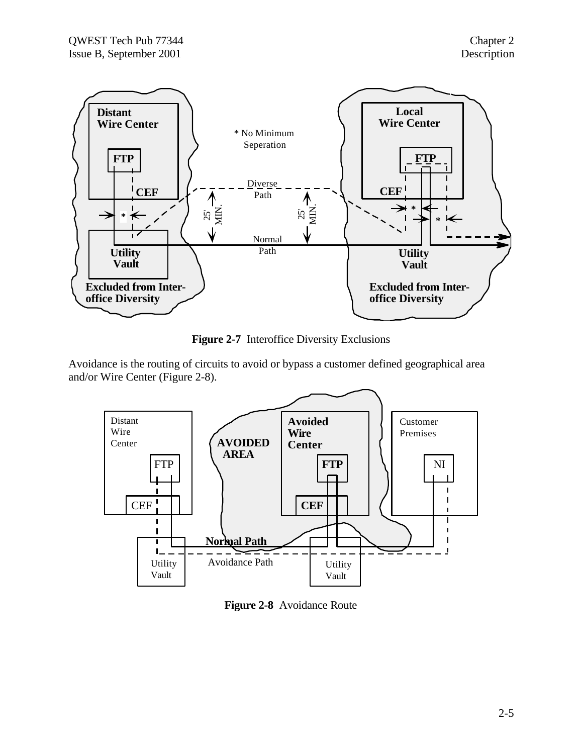Distant Wire Center

FTP

CEF

*

Utility Vault

Excluded from Inter-office Diversity

* No Minimum Seperation

Diverse Path

25' MIN.

25' MIN.

Normal Path

Local Wire Center

FTP

CEF

*

*

Utility Vault

Excluded from Inter-office Diversity

**Figure 2-7** Interoffice Diversity Exclusions

Avoidance is the routing of circuits to avoid or bypass a customer defined geographical area and/or Wire Center (Figure 2-8).

Distant Wire Center

FTP

CEF

AVOIDED AREA

Avoided Wire Center

FTP

CEF

Customer Premises

NI

Normal Path

Avoidance Path

Utility Vault

Utility Vault

**Figure 2-8** Avoidance Route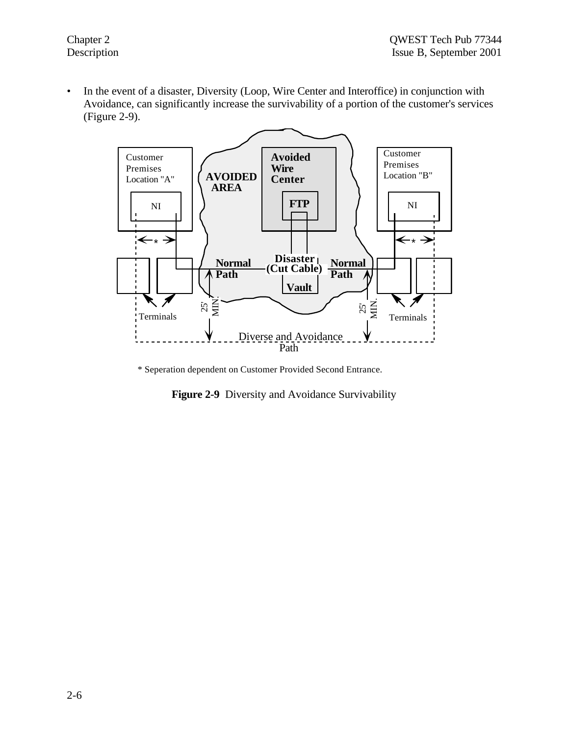- In the event of a disaster, Diversity (Loop, Wire Center and Interoffice) in conjunction with Avoidance, can significantly increase the survivability of a portion of the customer's services (Figure 2-9).

Customer Premises Location "A"

NI

AVOIDED AREA

Avoided Wire Center

FTP

Customer Premises Location "B"

NI

*

*

Normal Path

Disaster (Cut Cable)

Normal Path

Vault

25' MIN.

25' MIN.

Terminals

Terminals

Diverse and Avoidance Path

* Seperation dependent on Customer Provided Second Entrance.

**Figure 2-9** Diversity and Avoidance Survivability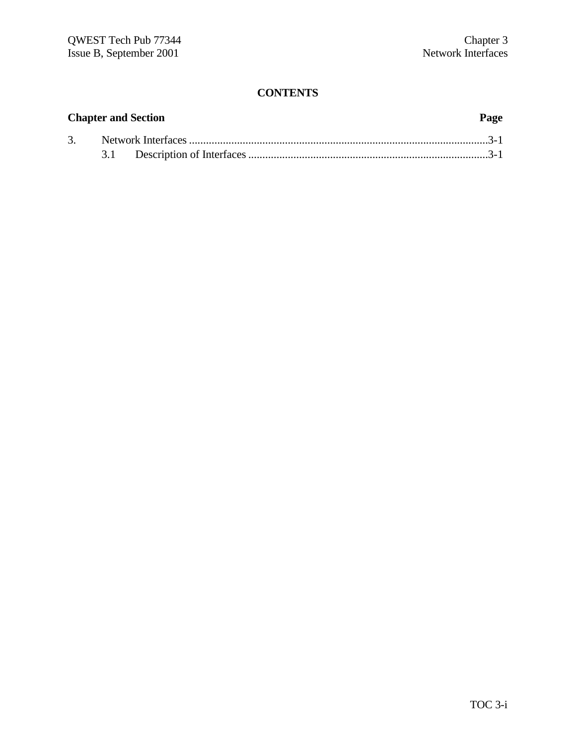**CONTENTS**

| Chapter and Section | | Page |
|---|---|---|
| 3. | Network Interfaces | 3-1 |
| | 3.1 Description of Interfaces | 3-1 |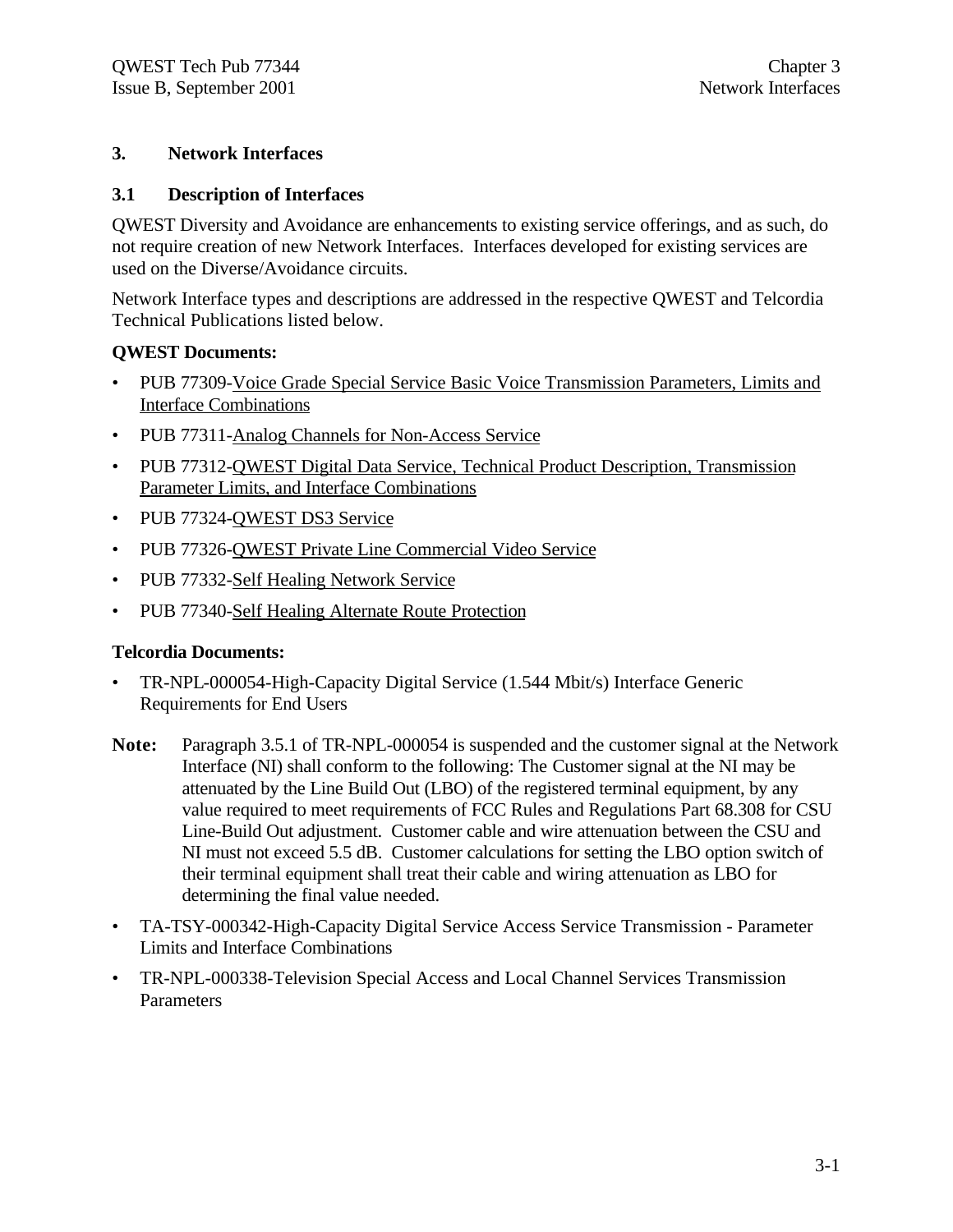# 3. Network Interfaces

## 3.1 Description of Interfaces

QWEST Diversity and Avoidance are enhancements to existing service offerings, and as such, do not require creation of new Network Interfaces. Interfaces developed for existing services are used on the Diverse/Avoidance circuits.

Network Interface types and descriptions are addressed in the respective QWEST and Telcordia Technical Publications listed below.

**QWEST Documents:**

- PUB 77309-Voice Grade Special Service Basic Voice Transmission Parameters, Limits and Interface Combinations
- PUB 77311-Analog Channels for Non-Access Service
- PUB 77312-QWEST Digital Data Service, Technical Product Description, Transmission Parameter Limits, and Interface Combinations
- PUB 77324-QWEST DS3 Service
- PUB 77326-QWEST Private Line Commercial Video Service
- PUB 77332-Self Healing Network Service
- PUB 77340-Self Healing Alternate Route Protection

**Telcordia Documents:**

- TR-NPL-000054-High-Capacity Digital Service (1.544 Mbit/s) Interface Generic Requirements for End Users

**Note:** Paragraph 3.5.1 of TR-NPL-000054 is suspended and the customer signal at the Network Interface (NI) shall conform to the following: The Customer signal at the NI may be attenuated by the Line Build Out (LBO) of the registered terminal equipment, by any value required to meet requirements of FCC Rules and Regulations Part 68.308 for CSU Line-Build Out adjustment. Customer cable and wire attenuation between the CSU and NI must not exceed 5.5 dB. Customer calculations for setting the LBO option switch of their terminal equipment shall treat their cable and wiring attenuation as LBO for determining the final value needed.

- TA-TSY-000342-High-Capacity Digital Service Access Service Transmission - Parameter Limits and Interface Combinations
- TR-NPL-000338-Television Special Access and Local Channel Services Transmission Parameters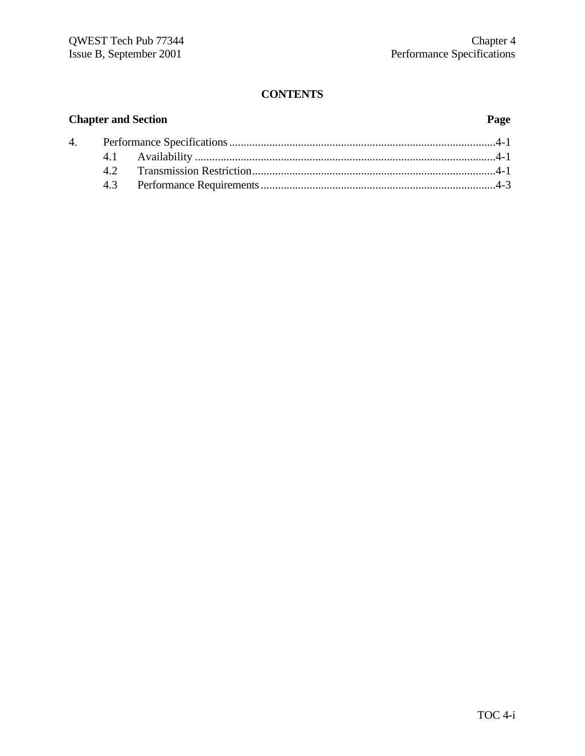**CONTENTS**

| Chapter and Section | | Page |
|---|---|---|
| 4. | Performance Specifications | 4-1 |
| 4.1 | Availability | 4-1 |
| 4.2 | Transmission Restriction | 4-1 |
| 4.3 | Performance Requirements | 4-3 |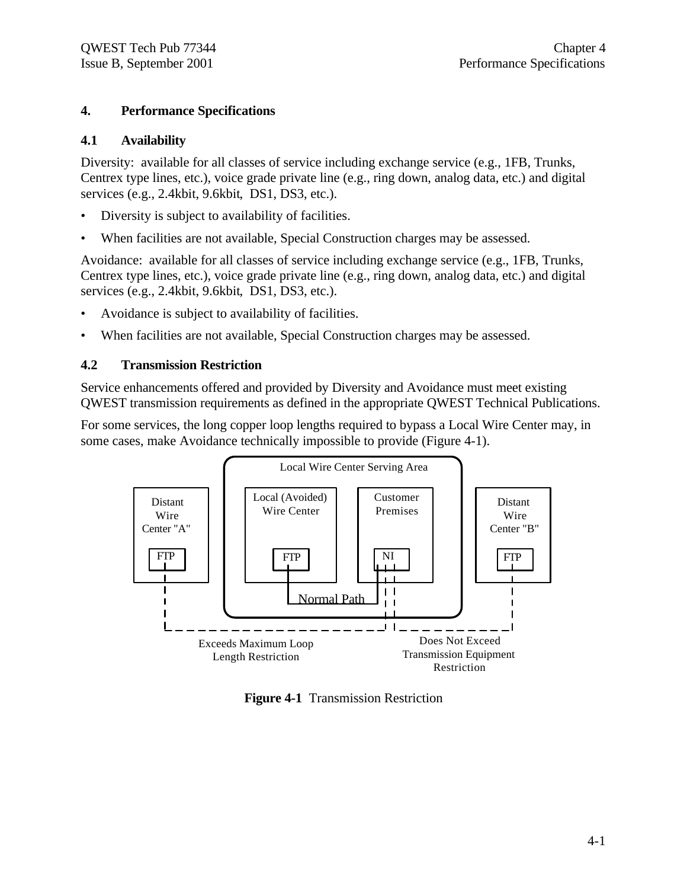# 4. Performance Specifications

## 4.1 Availability

Diversity: available for all classes of service including exchange service (e.g., 1FB, Trunks, Centrex type lines, etc.), voice grade private line (e.g., ring down, analog data, etc.) and digital services (e.g., 2.4kbit, 9.6kbit, DS1, DS3, etc.).

- Diversity is subject to availability of facilities.
- When facilities are not available, Special Construction charges may be assessed.

Avoidance: available for all classes of service including exchange service (e.g., 1FB, Trunks, Centrex type lines, etc.), voice grade private line (e.g., ring down, analog data, etc.) and digital services (e.g., 2.4kbit, 9.6kbit, DS1, DS3, etc.).

- Avoidance is subject to availability of facilities.
- When facilities are not available, Special Construction charges may be assessed.

## 4.2 Transmission Restriction

Service enhancements offered and provided by Diversity and Avoidance must meet existing QWEST transmission requirements as defined in the appropriate QWEST Technical Publications.

For some services, the long copper loop lengths required to bypass a Local Wire Center may, in some cases, make Avoidance technically impossible to provide (Figure 4-1).

Local Wire Center Serving Area

Distant Wire Center "A"

FTP

Local (Avoided) Wire Center

FTP

Customer Premises

NI

Distant Wire Center "B"

FTP

Normal Path

Exceeds Maximum Loop Length Restriction

Does Not Exceed Transmission Equipment Restriction

**Figure 4-1** Transmission Restriction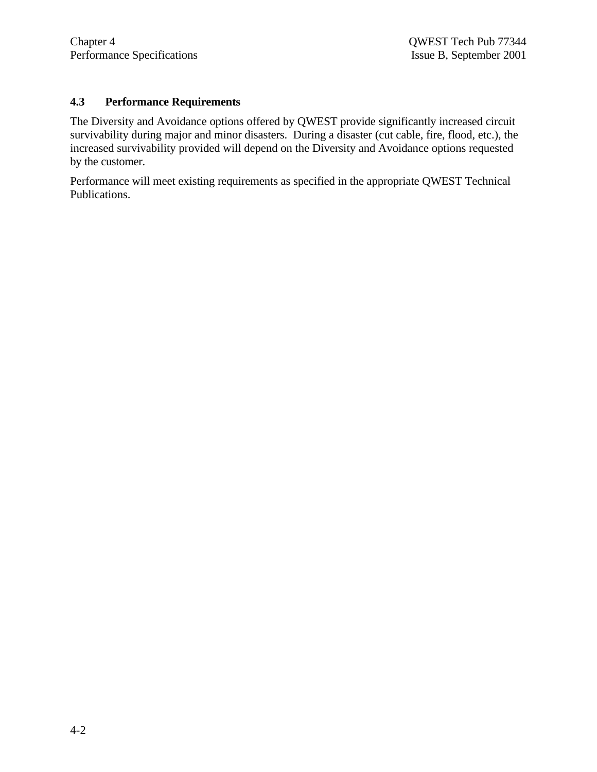### 4.3 Performance Requirements

The Diversity and Avoidance options offered by QWEST provide significantly increased circuit survivability during major and minor disasters. During a disaster (cut cable, fire, flood, etc.), the increased survivability provided will depend on the Diversity and Avoidance options requested by the customer.

Performance will meet existing requirements as specified in the appropriate QWEST Technical Publications.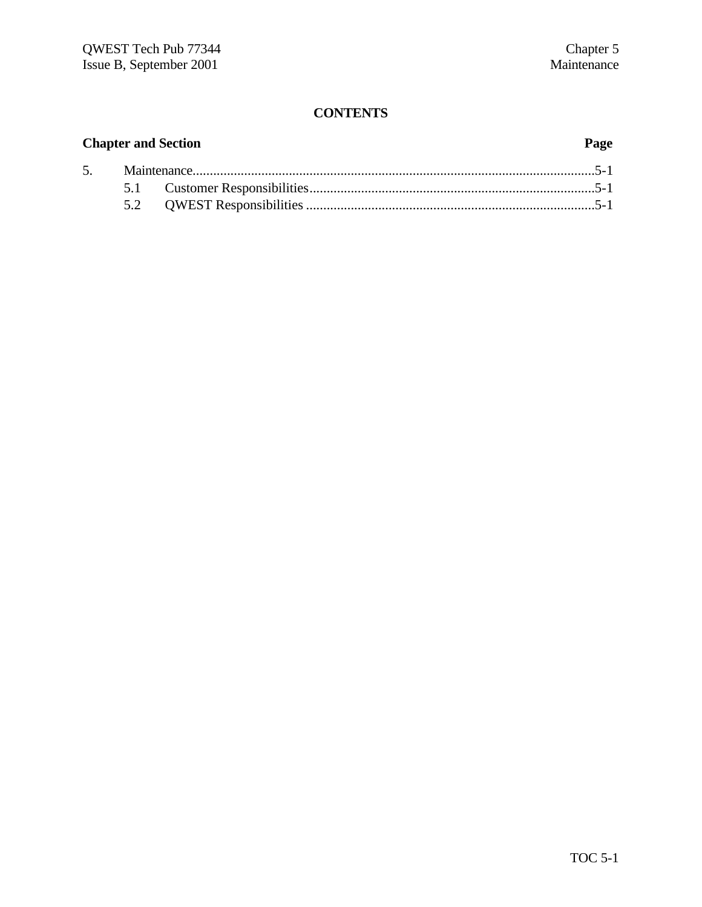**CONTENTS**

| Chapter and Section | | Page |
|---|---|---|
| 5. | Maintenance | 5-1 |
| | 5.1 Customer Responsibilities | 5-1 |
| | 5.2 QWEST Responsibilities | 5-1 |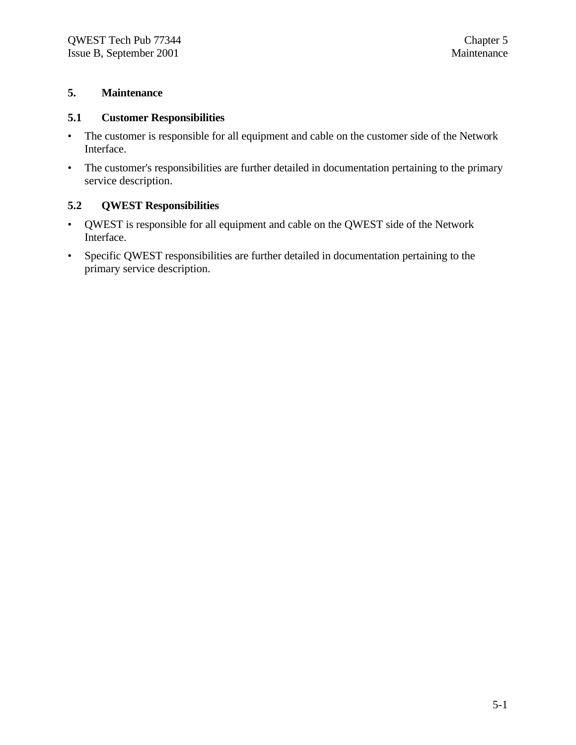# 5. Maintenance

## 5.1 Customer Responsibilities

- The customer is responsible for all equipment and cable on the customer side of the Network Interface.
- The customer's responsibilities are further detailed in documentation pertaining to the primary service description.

## 5.2 QWEST Responsibilities

- QWEST is responsible for all equipment and cable on the QWEST side of the Network Interface.
- Specific QWEST responsibilities are further detailed in documentation pertaining to the primary service description.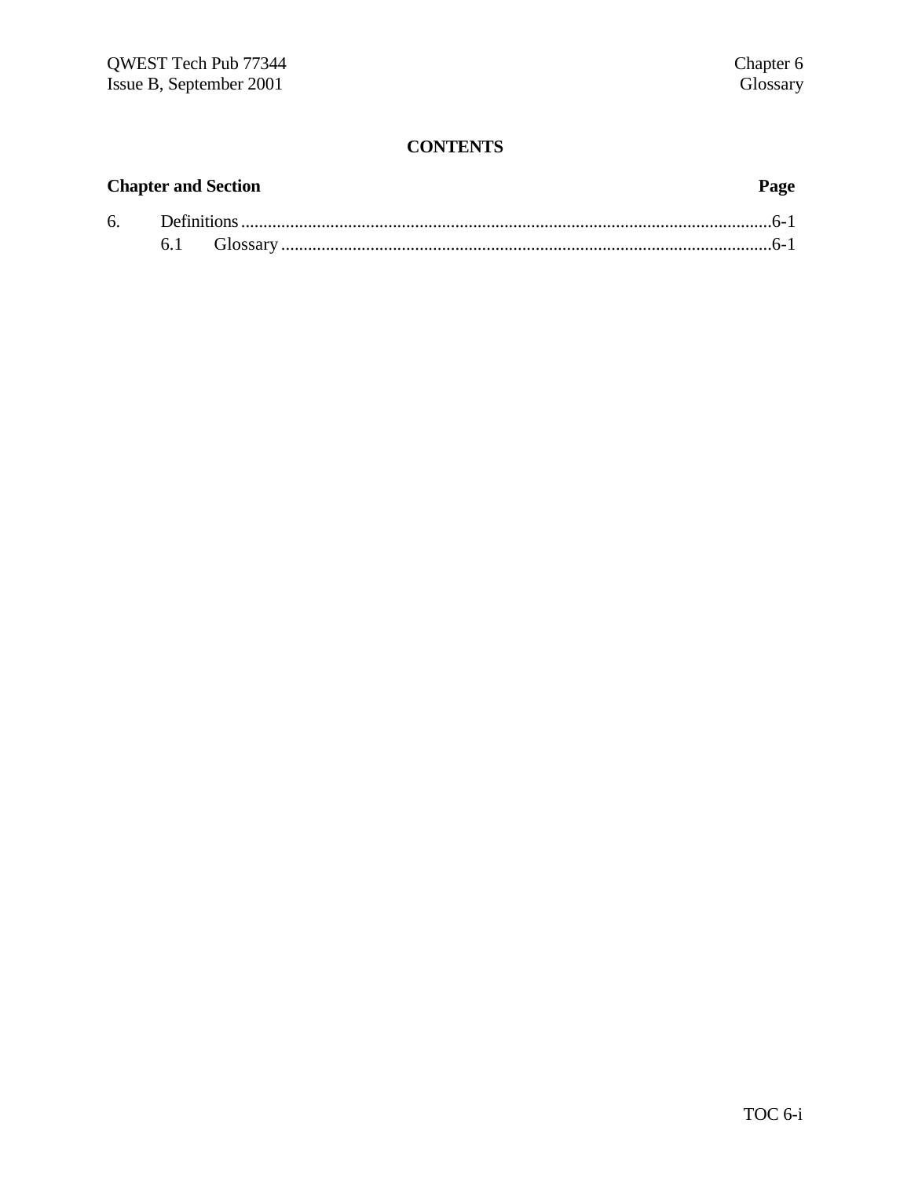**CONTENTS**

| Chapter and Section | | Page |
|---|---|---|
| 6. | Definitions | 6-1 |
| | 6.1 Glossary | 6-1 |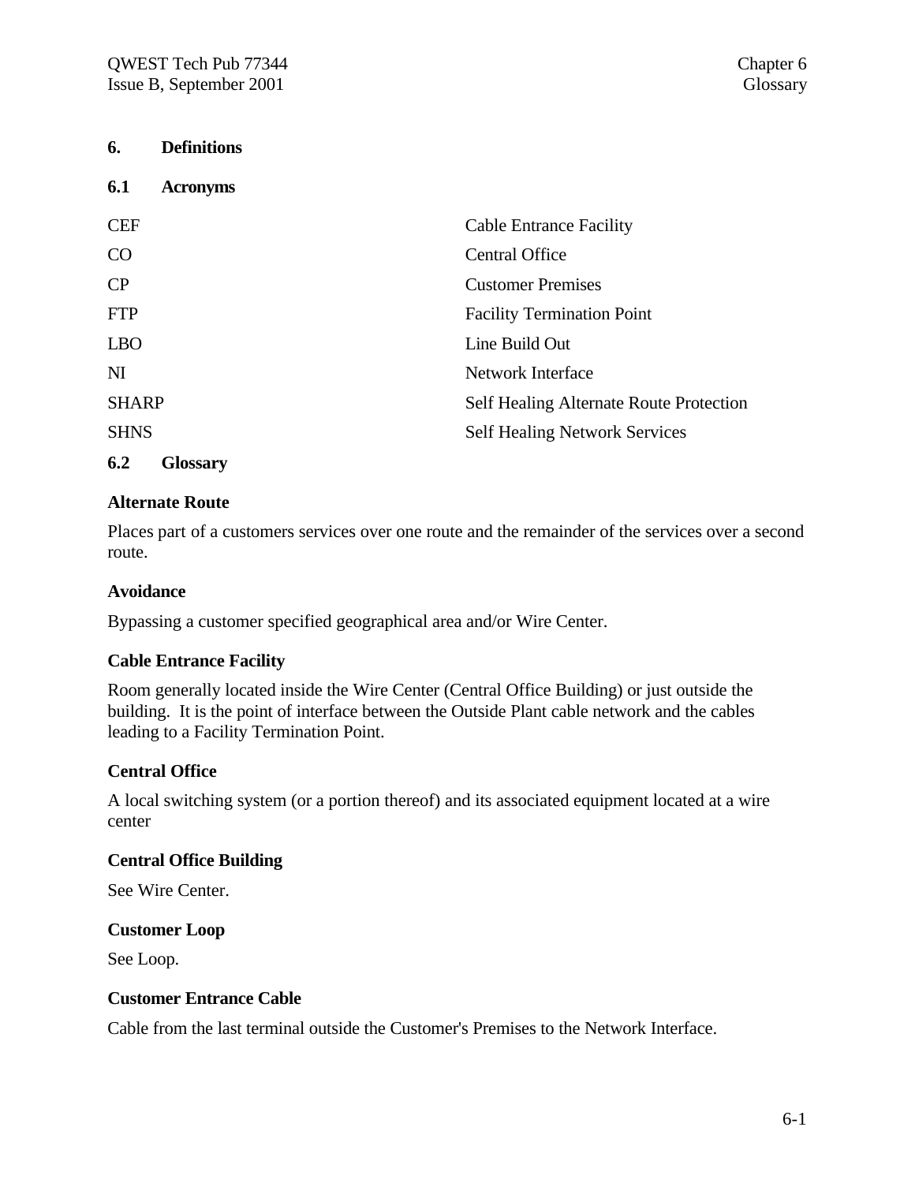# 6. Definitions

## 6.1 Acronyms

| | |
|---|---|
| CEF | Cable Entrance Facility |
| CO | Central Office |
| CP | Customer Premises |
| FTP | Facility Termination Point |
| LBO | Line Build Out |
| NI | Network Interface |
| SHARP | Self Healing Alternate Route Protection |
| SHNS | Self Healing Network Services |

## 6.2 Glossary

**Alternate Route**

Places part of a customers services over one route and the remainder of the services over a second route.

**Avoidance**

Bypassing a customer specified geographical area and/or Wire Center.

**Cable Entrance Facility**

Room generally located inside the Wire Center (Central Office Building) or just outside the building. It is the point of interface between the Outside Plant cable network and the cables leading to a Facility Termination Point.

**Central Office**

A local switching system (or a portion thereof) and its associated equipment located at a wire center

**Central Office Building**

See Wire Center.

**Customer Loop**

See Loop.

**Customer Entrance Cable**

Cable from the last terminal outside the Customer's Premises to the Network Interface.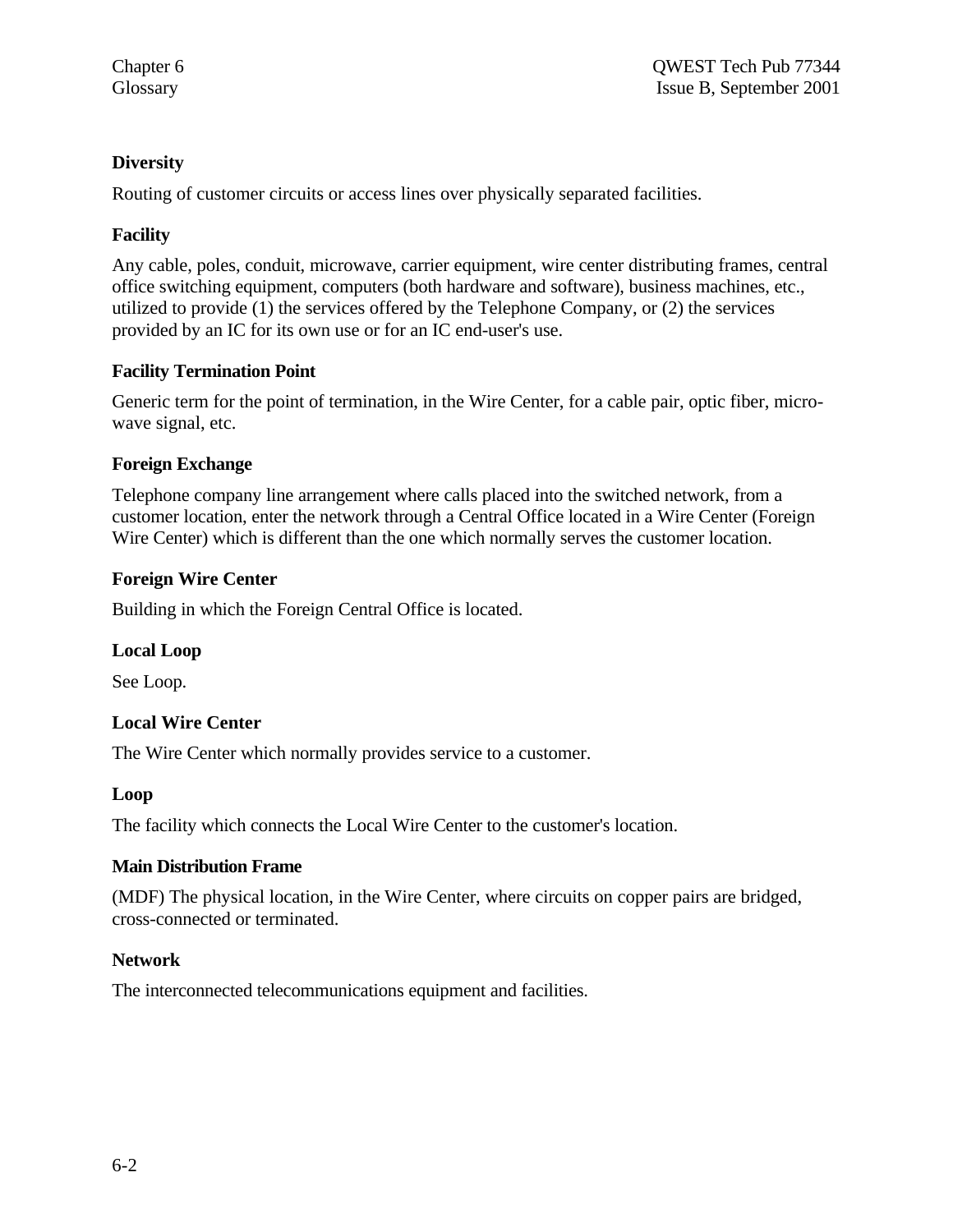**Diversity**

Routing of customer circuits or access lines over physically separated facilities.

**Facility**

Any cable, poles, conduit, microwave, carrier equipment, wire center distributing frames, central office switching equipment, computers (both hardware and software), business machines, etc., utilized to provide (1) the services offered by the Telephone Company, or (2) the services provided by an IC for its own use or for an IC end-user's use.

**Facility Termination Point**

Generic term for the point of termination, in the Wire Center, for a cable pair, optic fiber, microwave signal, etc.

**Foreign Exchange**

Telephone company line arrangement where calls placed into the switched network, from a customer location, enter the network through a Central Office located in a Wire Center (Foreign Wire Center) which is different than the one which normally serves the customer location.

**Foreign Wire Center**

Building in which the Foreign Central Office is located.

**Local Loop**

See Loop.

**Local Wire Center**

The Wire Center which normally provides service to a customer.

**Loop**

The facility which connects the Local Wire Center to the customer's location.

**Main Distribution Frame**

(MDF) The physical location, in the Wire Center, where circuits on copper pairs are bridged, cross-connected or terminated.

**Network**

The interconnected telecommunications equipment and facilities.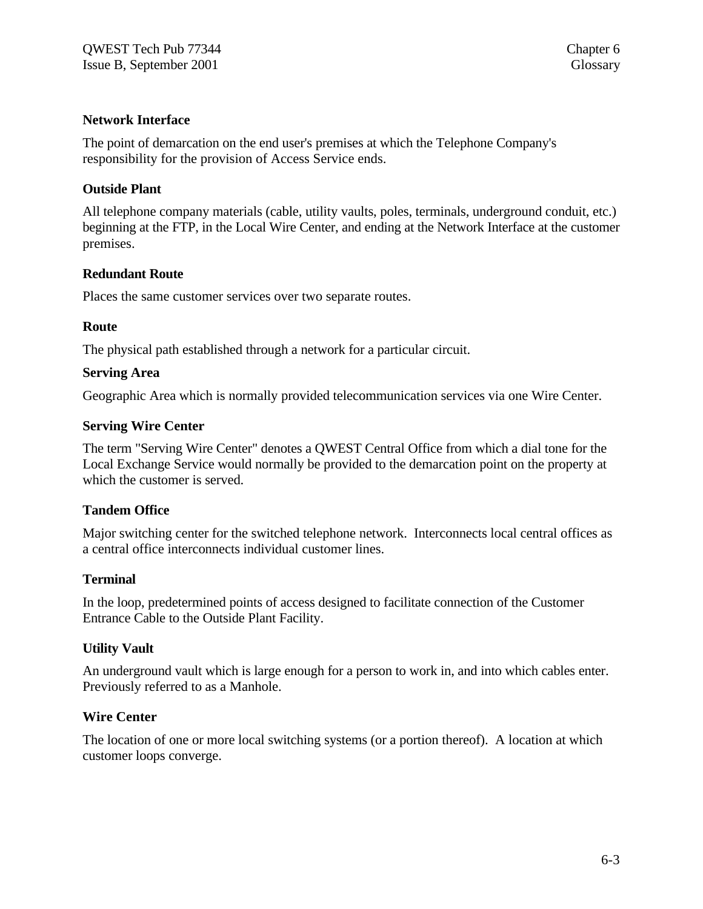**Network Interface**

The point of demarcation on the end user's premises at which the Telephone Company's responsibility for the provision of Access Service ends.

**Outside Plant**

All telephone company materials (cable, utility vaults, poles, terminals, underground conduit, etc.) beginning at the FTP, in the Local Wire Center, and ending at the Network Interface at the customer premises.

**Redundant Route**

Places the same customer services over two separate routes.

**Route**

The physical path established through a network for a particular circuit.

**Serving Area**

Geographic Area which is normally provided telecommunication services via one Wire Center.

**Serving Wire Center**

The term "Serving Wire Center" denotes a QWEST Central Office from which a dial tone for the Local Exchange Service would normally be provided to the demarcation point on the property at which the customer is served.

**Tandem Office**

Major switching center for the switched telephone network. Interconnects local central offices as a central office interconnects individual customer lines.

**Terminal**

In the loop, predetermined points of access designed to facilitate connection of the Customer Entrance Cable to the Outside Plant Facility.

**Utility Vault**

An underground vault which is large enough for a person to work in, and into which cables enter. Previously referred to as a Manhole.

**Wire Center**

The location of one or more local switching systems (or a portion thereof). A location at which customer loops converge.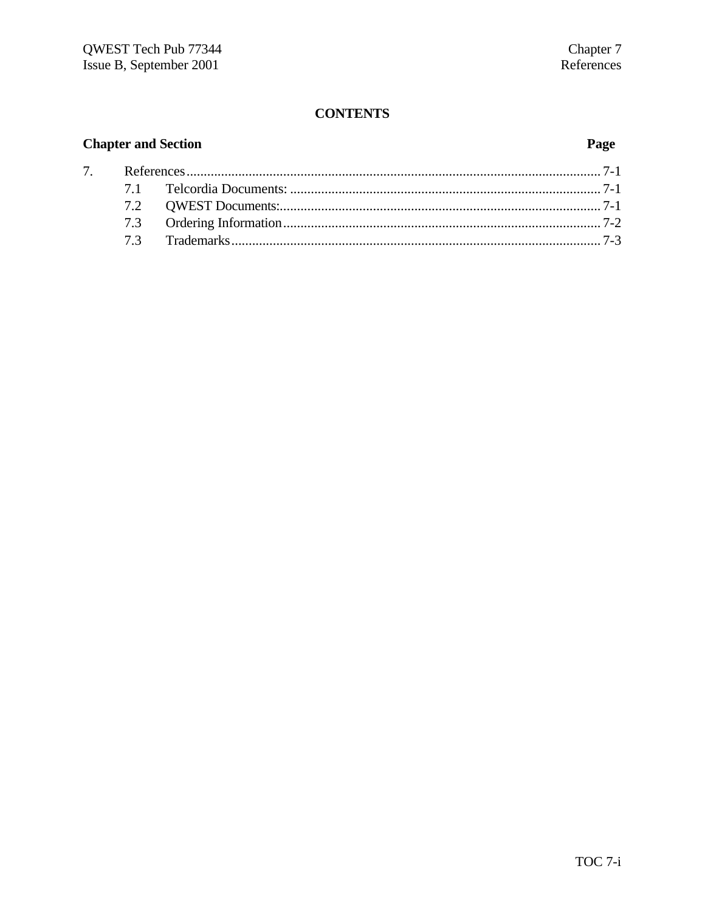**CONTENTS**

| Chapter and Section | | Page |
|---|---|---|
| 7. | References | 7-1 |
| 7.1 | Telcordia Documents: | 7-1 |
| 7.2 | QWEST Documents: | 7-1 |
| 7.3 | Ordering Information | 7-2 |
| 7.3 | Trademarks | 7-3 |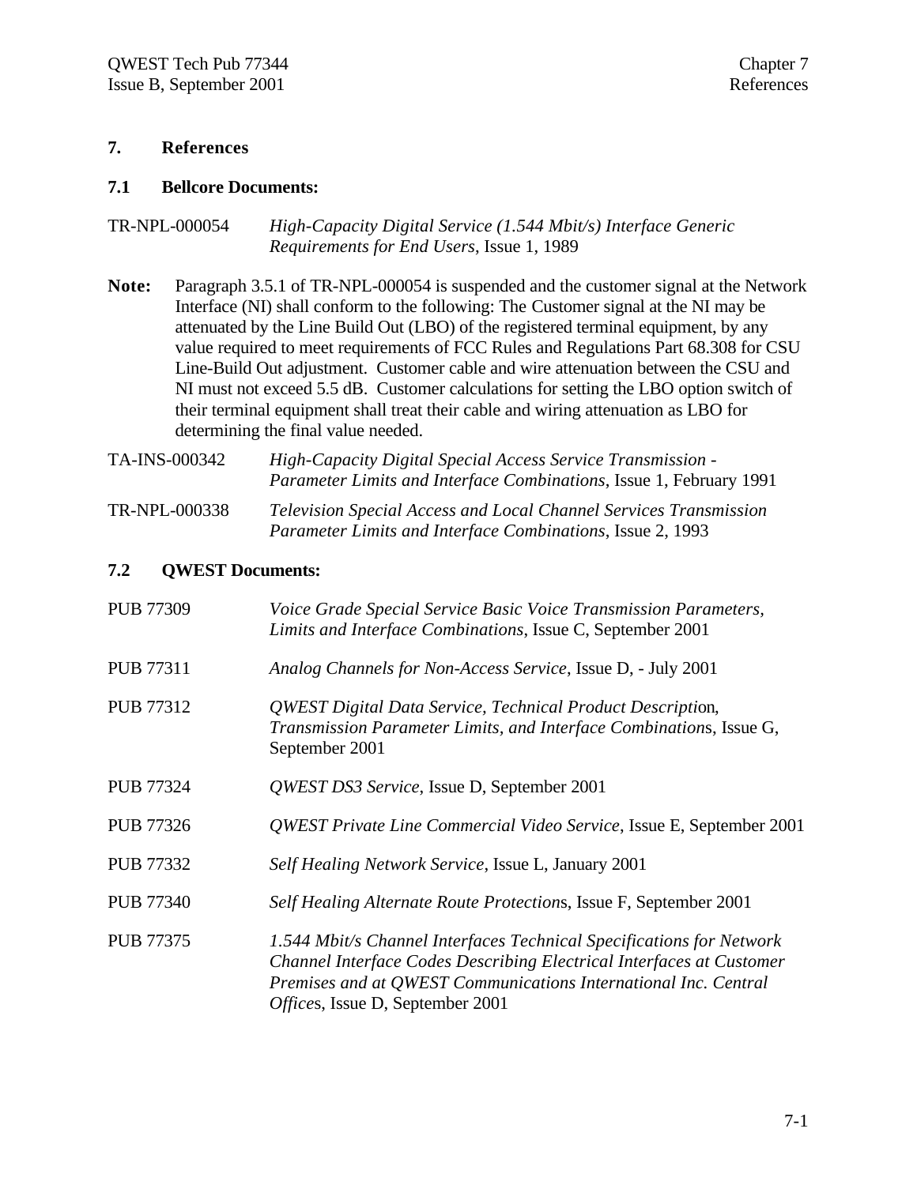# 7. References

## 7.1 Bellcore Documents:

TR-NPL-000054 *High-Capacity Digital Service (1.544 Mbit/s) Interface Generic Requirements for End Users*, Issue 1, 1989

**Note:** Paragraph 3.5.1 of TR-NPL-000054 is suspended and the customer signal at the Network Interface (NI) shall conform to the following: The Customer signal at the NI may be attenuated by the Line Build Out (LBO) of the registered terminal equipment, by any value required to meet requirements of FCC Rules and Regulations Part 68.308 for CSU Line-Build Out adjustment. Customer cable and wire attenuation between the CSU and NI must not exceed 5.5 dB. Customer calculations for setting the LBO option switch of their terminal equipment shall treat their cable and wiring attenuation as LBO for determining the final value needed.

TA-INS-000342 *High-Capacity Digital Special Access Service Transmission - Parameter Limits and Interface Combinations*, Issue 1, February 1991

TR-NPL-000338 *Television Special Access and Local Channel Services Transmission Parameter Limits and Interface Combinations*, Issue 2, 1993

## 7.2 QWEST Documents:

PUB 77309 *Voice Grade Special Service Basic Voice Transmission Parameters, Limits and Interface Combinations*, Issue C, September 2001

PUB 77311 *Analog Channels for Non-Access Service*, Issue D, - July 2001

PUB 77312 *QWEST Digital Data Service, Technical Product Description, Transmission Parameter Limits, and Interface Combinations*, Issue G, September 2001

PUB 77324 *QWEST DS3 Service*, Issue D, September 2001

PUB 77326 *QWEST Private Line Commercial Video Service*, Issue E, September 2001

PUB 77332 *Self Healing Network Service*, Issue L, January 2001

PUB 77340 *Self Healing Alternate Route Protections*, Issue F, September 2001

PUB 77375 *1.544 Mbit/s Channel Interfaces Technical Specifications for Network Channel Interface Codes Describing Electrical Interfaces at Customer Premises and at QWEST Communications International Inc. Central Offices*, Issue D, September 2001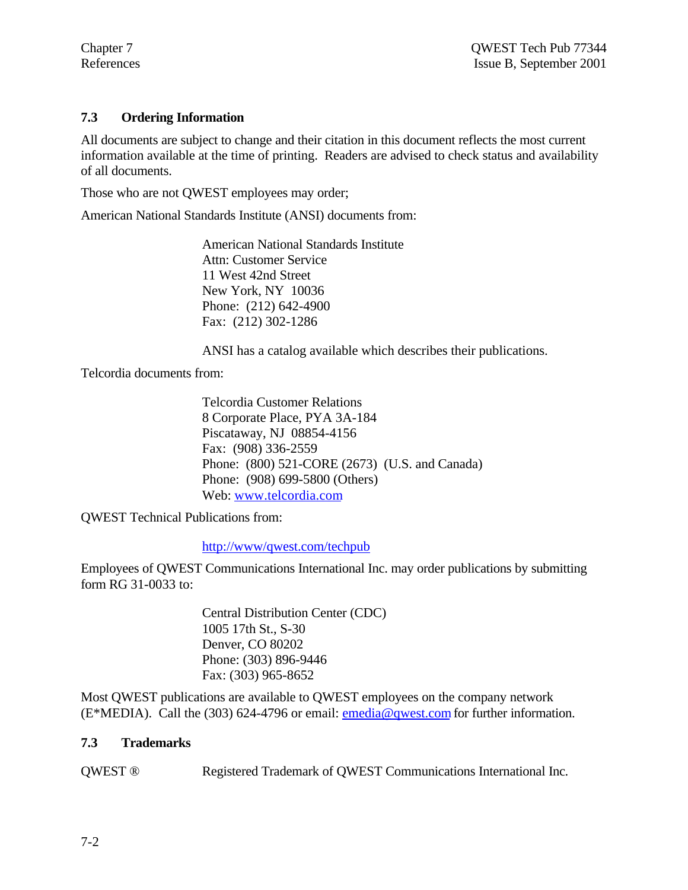## 7.3 Ordering Information

All documents are subject to change and their citation in this document reflects the most current information available at the time of printing. Readers are advised to check status and availability of all documents.

Those who are not QWEST employees may order;

American National Standards Institute (ANSI) documents from:

> American National Standards Institute
> Attn: Customer Service
> 11 West 42nd Street
> New York, NY 10036
> Phone: (212) 642-4900
> Fax: (212) 302-1286
>
> ANSI has a catalog available which describes their publications.

Telcordia documents from:

> Telcordia Customer Relations
> 8 Corporate Place, PYA 3A-184
> Piscataway, NJ 08854-4156
> Fax: (908) 336-2559
> Phone: (800) 521-CORE (2673) (U.S. and Canada)
> Phone: (908) 699-5800 (Others)
> Web: www.telcordia.com

QWEST Technical Publications from:

> http://www/qwest.com/techpub

Employees of QWEST Communications International Inc. may order publications by submitting form RG 31-0033 to:

> Central Distribution Center (CDC)
> 1005 17th St., S-30
> Denver, CO 80202
> Phone: (303) 896-9446
> Fax: (303) 965-8652

Most QWEST publications are available to QWEST employees on the company network (E*MEDIA). Call the (303) 624-4796 or email: emedia@qwest.com for further information.

## 7.3 Trademarks

| | |
|---|---|
| QWEST ® | Registered Trademark of QWEST Communications International Inc. |